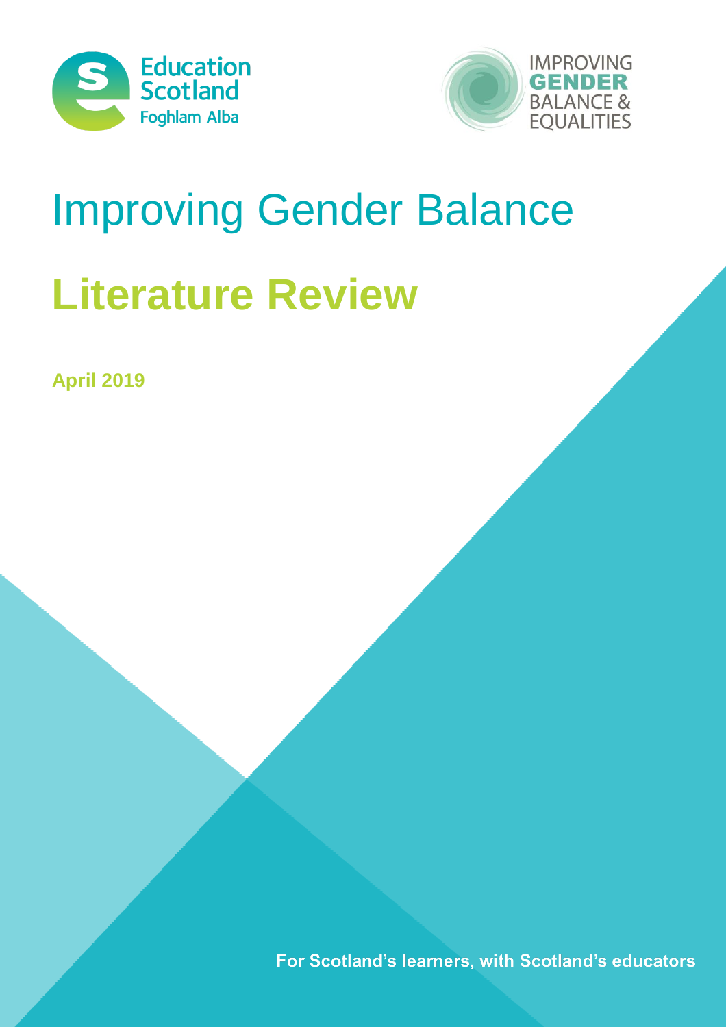Education Scotland
Foghlam Alba

IMPROVING GENDER BALANCE & EQUALITIES

# Improving Gender Balance

# Literature Review

**April 2019**

**For Scotland's learners, with Scotland's educators**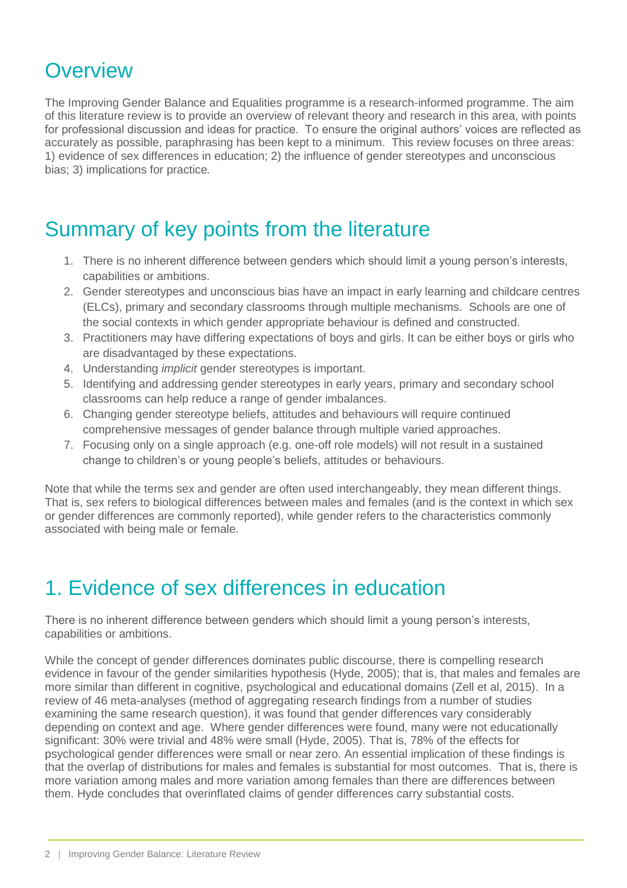## Overview

The Improving Gender Balance and Equalities programme is a research-informed programme. The aim of this literature review is to provide an overview of relevant theory and research in this area, with points for professional discussion and ideas for practice. To ensure the original authors' voices are reflected as accurately as possible, paraphrasing has been kept to a minimum. This review focuses on three areas: 1) evidence of sex differences in education; 2) the influence of gender stereotypes and unconscious bias; 3) implications for practice.

## Summary of key points from the literature

1. There is no inherent difference between genders which should limit a young person's interests, capabilities or ambitions.
2. Gender stereotypes and unconscious bias have an impact in early learning and childcare centres (ELCs), primary and secondary classrooms through multiple mechanisms. Schools are one of the social contexts in which gender appropriate behaviour is defined and constructed.
3. Practitioners may have differing expectations of boys and girls. It can be either boys or girls who are disadvantaged by these expectations.
4. Understanding *implicit* gender stereotypes is important.
5. Identifying and addressing gender stereotypes in early years, primary and secondary school classrooms can help reduce a range of gender imbalances.
6. Changing gender stereotype beliefs, attitudes and behaviours will require continued comprehensive messages of gender balance through multiple varied approaches.
7. Focusing only on a single approach (e.g. one-off role models) will not result in a sustained change to children's or young people's beliefs, attitudes or behaviours.

Note that while the terms sex and gender are often used interchangeably, they mean different things. That is, sex refers to biological differences between males and females (and is the context in which sex or gender differences are commonly reported), while gender refers to the characteristics commonly associated with being male or female.

## 1. Evidence of sex differences in education

There is no inherent difference between genders which should limit a young person's interests, capabilities or ambitions.

While the concept of gender differences dominates public discourse, there is compelling research evidence in favour of the gender similarities hypothesis (Hyde, 2005); that is, that males and females are more similar than different in cognitive, psychological and educational domains (Zell et al, 2015). In a review of 46 meta-analyses (method of aggregating research findings from a number of studies examining the same research question), it was found that gender differences vary considerably depending on context and age. Where gender differences were found, many were not educationally significant: 30% were trivial and 48% were small (Hyde, 2005). That is, 78% of the effects for psychological gender differences were small or near zero. An essential implication of these findings is that the overlap of distributions for males and females is substantial for most outcomes. That is, there is more variation among males and more variation among females than there are differences between them. Hyde concludes that overinflated claims of gender differences carry substantial costs.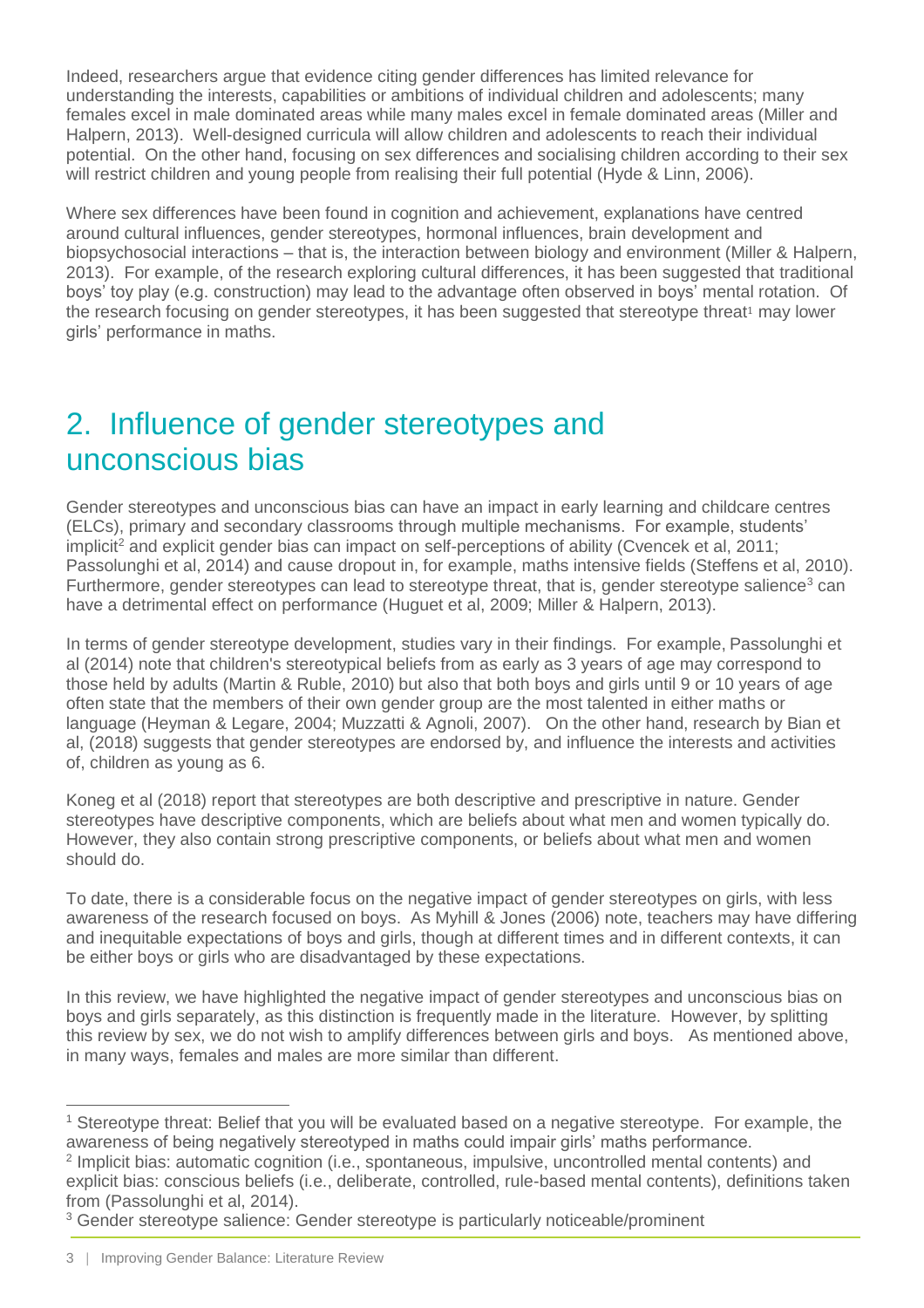Indeed, researchers argue that evidence citing gender differences has limited relevance for understanding the interests, capabilities or ambitions of individual children and adolescents; many females excel in male dominated areas while many males excel in female dominated areas (Miller and Halpern, 2013). Well-designed curricula will allow children and adolescents to reach their individual potential. On the other hand, focusing on sex differences and socialising children according to their sex will restrict children and young people from realising their full potential (Hyde & Linn, 2006).

Where sex differences have been found in cognition and achievement, explanations have centred around cultural influences, gender stereotypes, hormonal influences, brain development and biopsychosocial interactions – that is, the interaction between biology and environment (Miller & Halpern, 2013). For example, of the research exploring cultural differences, it has been suggested that traditional boys' toy play (e.g. construction) may lead to the advantage often observed in boys' mental rotation. Of the research focusing on gender stereotypes, it has been suggested that stereotype threat[1] may lower girls' performance in maths.

# 2. Influence of gender stereotypes and unconscious bias

Gender stereotypes and unconscious bias can have an impact in early learning and childcare centres (ELCs), primary and secondary classrooms through multiple mechanisms. For example, students' implicit[2] and explicit gender bias can impact on self-perceptions of ability (Cvencek et al, 2011; Passolunghi et al, 2014) and cause dropout in, for example, maths intensive fields (Steffens et al, 2010). Furthermore, gender stereotypes can lead to stereotype threat, that is, gender stereotype salience[3] can have a detrimental effect on performance (Huguet et al, 2009; Miller & Halpern, 2013).

In terms of gender stereotype development, studies vary in their findings. For example, Passolunghi et al (2014) note that children's stereotypical beliefs from as early as 3 years of age may correspond to those held by adults (Martin & Ruble, 2010) but also that both boys and girls until 9 or 10 years of age often state that the members of their own gender group are the most talented in either maths or language (Heyman & Legare, 2004; Muzzatti & Agnoli, 2007). On the other hand, research by Bian et al, (2018) suggests that gender stereotypes are endorsed by, and influence the interests and activities of, children as young as 6.

Koneg et al (2018) report that stereotypes are both descriptive and prescriptive in nature. Gender stereotypes have descriptive components, which are beliefs about what men and women typically do. However, they also contain strong prescriptive components, or beliefs about what men and women should do.

To date, there is a considerable focus on the negative impact of gender stereotypes on girls, with less awareness of the research focused on boys. As Myhill & Jones (2006) note, teachers may have differing and inequitable expectations of boys and girls, though at different times and in different contexts, it can be either boys or girls who are disadvantaged by these expectations.

In this review, we have highlighted the negative impact of gender stereotypes and unconscious bias on boys and girls separately, as this distinction is frequently made in the literature. However, by splitting this review by sex, we do not wish to amplify differences between girls and boys. As mentioned above, in many ways, females and males are more similar than different.

---

[1] Stereotype threat: Belief that you will be evaluated based on a negative stereotype. For example, the awareness of being negatively stereotyped in maths could impair girls' maths performance.

[2] Implicit bias: automatic cognition (i.e., spontaneous, impulsive, uncontrolled mental contents) and explicit bias: conscious beliefs (i.e., deliberate, controlled, rule-based mental contents), definitions taken from (Passolunghi et al, 2014).

[3] Gender stereotype salience: Gender stereotype is particularly noticeable/prominent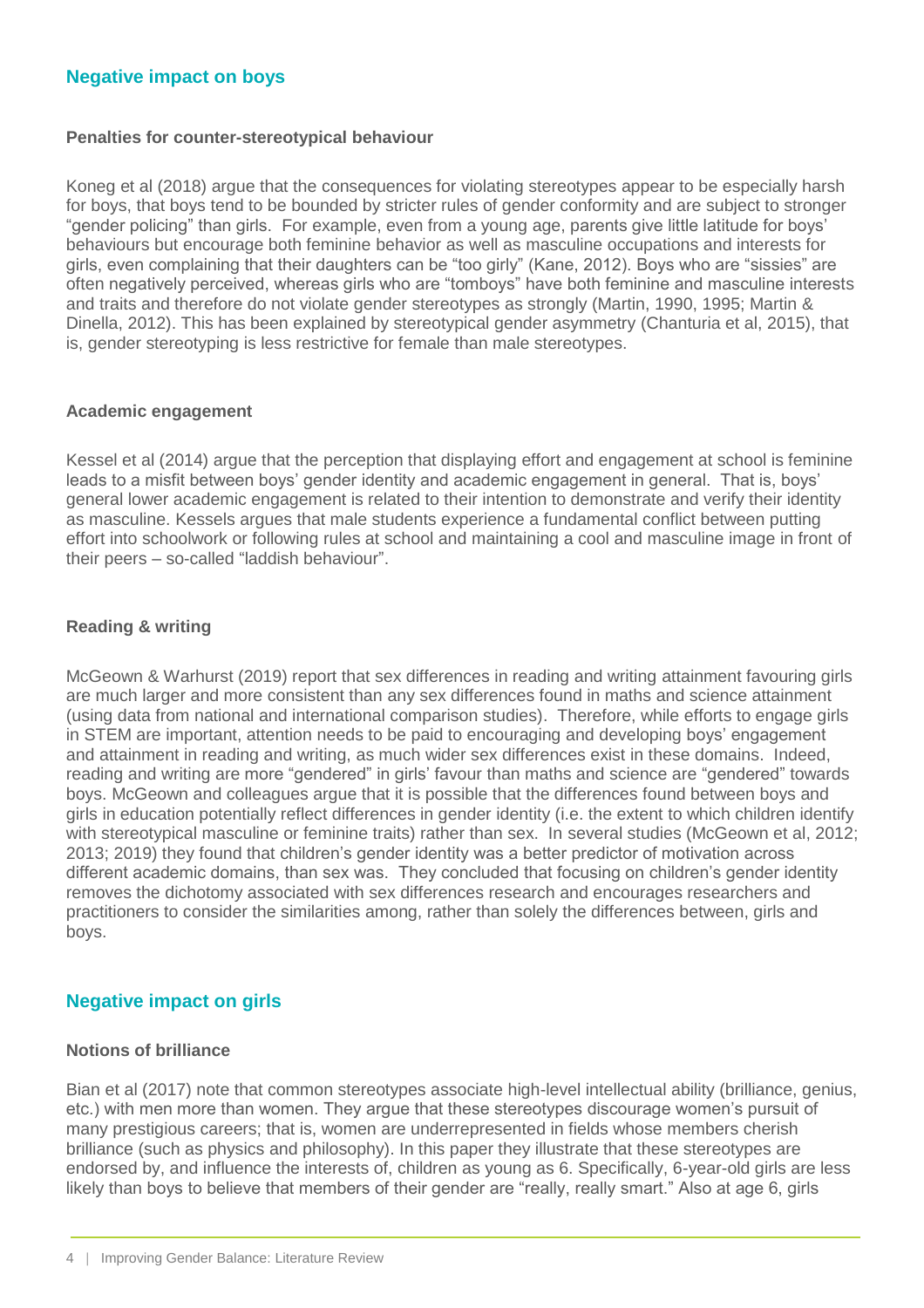## Negative impact on boys

### Penalties for counter-stereotypical behaviour

Koneg et al (2018) argue that the consequences for violating stereotypes appear to be especially harsh for boys, that boys tend to be bounded by stricter rules of gender conformity and are subject to stronger "gender policing" than girls. For example, even from a young age, parents give little latitude for boys' behaviours but encourage both feminine behavior as well as masculine occupations and interests for girls, even complaining that their daughters can be "too girly" (Kane, 2012). Boys who are "sissies" are often negatively perceived, whereas girls who are "tomboys" have both feminine and masculine interests and traits and therefore do not violate gender stereotypes as strongly (Martin, 1990, 1995; Martin & Dinella, 2012). This has been explained by stereotypical gender asymmetry (Chanturia et al, 2015), that is, gender stereotyping is less restrictive for female than male stereotypes.

### Academic engagement

Kessel et al (2014) argue that the perception that displaying effort and engagement at school is feminine leads to a misfit between boys' gender identity and academic engagement in general. That is, boys' general lower academic engagement is related to their intention to demonstrate and verify their identity as masculine. Kessels argues that male students experience a fundamental conflict between putting effort into schoolwork or following rules at school and maintaining a cool and masculine image in front of their peers – so-called "laddish behaviour".

### Reading & writing

McGeown & Warhurst (2019) report that sex differences in reading and writing attainment favouring girls are much larger and more consistent than any sex differences found in maths and science attainment (using data from national and international comparison studies). Therefore, while efforts to engage girls in STEM are important, attention needs to be paid to encouraging and developing boys' engagement and attainment in reading and writing, as much wider sex differences exist in these domains. Indeed, reading and writing are more "gendered" in girls' favour than maths and science are "gendered" towards boys. McGeown and colleagues argue that it is possible that the differences found between boys and girls in education potentially reflect differences in gender identity (i.e. the extent to which children identify with stereotypical masculine or feminine traits) rather than sex. In several studies (McGeown et al, 2012; 2013; 2019) they found that children's gender identity was a better predictor of motivation across different academic domains, than sex was. They concluded that focusing on children's gender identity removes the dichotomy associated with sex differences research and encourages researchers and practitioners to consider the similarities among, rather than solely the differences between, girls and boys.

## Negative impact on girls

### Notions of brilliance

Bian et al (2017) note that common stereotypes associate high-level intellectual ability (brilliance, genius, etc.) with men more than women. They argue that these stereotypes discourage women's pursuit of many prestigious careers; that is, women are underrepresented in fields whose members cherish brilliance (such as physics and philosophy). In this paper they illustrate that these stereotypes are endorsed by, and influence the interests of, children as young as 6. Specifically, 6-year-old girls are less likely than boys to believe that members of their gender are "really, really smart." Also at age 6, girls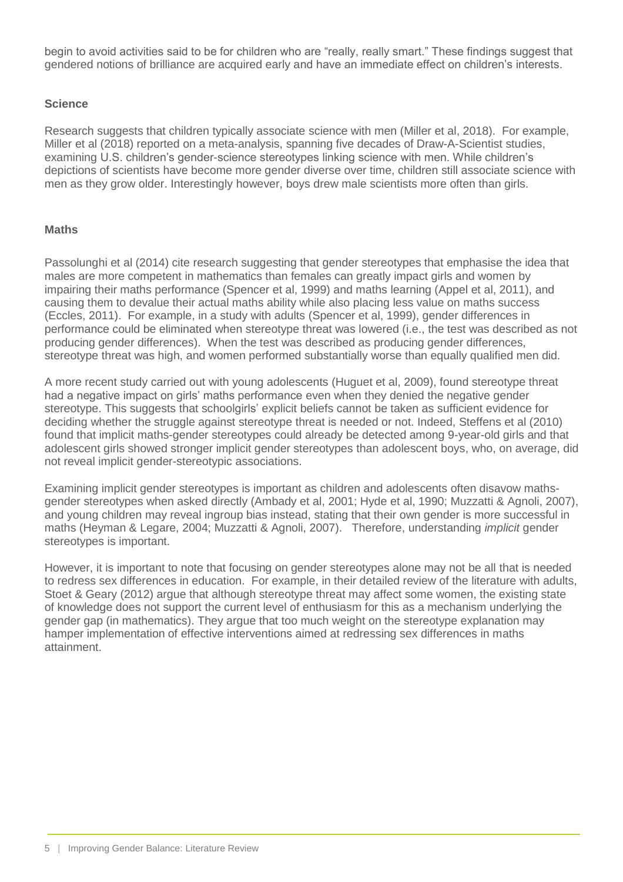begin to avoid activities said to be for children who are "really, really smart." These findings suggest that gendered notions of brilliance are acquired early and have an immediate effect on children's interests.

### Science

Research suggests that children typically associate science with men (Miller et al, 2018). For example, Miller et al (2018) reported on a meta-analysis, spanning five decades of Draw-A-Scientist studies, examining U.S. children's gender-science stereotypes linking science with men. While children's depictions of scientists have become more gender diverse over time, children still associate science with men as they grow older. Interestingly however, boys drew male scientists more often than girls.

### Maths

Passolunghi et al (2014) cite research suggesting that gender stereotypes that emphasise the idea that males are more competent in mathematics than females can greatly impact girls and women by impairing their maths performance (Spencer et al, 1999) and maths learning (Appel et al, 2011), and causing them to devalue their actual maths ability while also placing less value on maths success (Eccles, 2011). For example, in a study with adults (Spencer et al, 1999), gender differences in performance could be eliminated when stereotype threat was lowered (i.e., the test was described as not producing gender differences). When the test was described as producing gender differences, stereotype threat was high, and women performed substantially worse than equally qualified men did.

A more recent study carried out with young adolescents (Huguet et al, 2009), found stereotype threat had a negative impact on girls' maths performance even when they denied the negative gender stereotype. This suggests that schoolgirls' explicit beliefs cannot be taken as sufficient evidence for deciding whether the struggle against stereotype threat is needed or not. Indeed, Steffens et al (2010) found that implicit maths-gender stereotypes could already be detected among 9-year-old girls and that adolescent girls showed stronger implicit gender stereotypes than adolescent boys, who, on average, did not reveal implicit gender-stereotypic associations.

Examining implicit gender stereotypes is important as children and adolescents often disavow maths-gender stereotypes when asked directly (Ambady et al, 2001; Hyde et al, 1990; Muzzatti & Agnoli, 2007), and young children may reveal ingroup bias instead, stating that their own gender is more successful in maths (Heyman & Legare, 2004; Muzzatti & Agnoli, 2007). Therefore, understanding *implicit* gender stereotypes is important.

However, it is important to note that focusing on gender stereotypes alone may not be all that is needed to redress sex differences in education. For example, in their detailed review of the literature with adults, Stoet & Geary (2012) argue that although stereotype threat may affect some women, the existing state of knowledge does not support the current level of enthusiasm for this as a mechanism underlying the gender gap (in mathematics). They argue that too much weight on the stereotype explanation may hamper implementation of effective interventions aimed at redressing sex differences in maths attainment.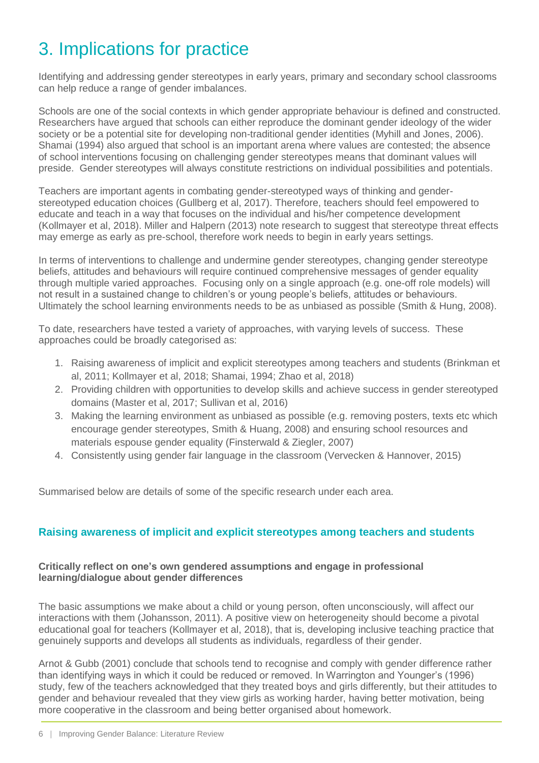# 3. Implications for practice

Identifying and addressing gender stereotypes in early years, primary and secondary school classrooms can help reduce a range of gender imbalances.

Schools are one of the social contexts in which gender appropriate behaviour is defined and constructed. Researchers have argued that schools can either reproduce the dominant gender ideology of the wider society or be a potential site for developing non-traditional gender identities (Myhill and Jones, 2006). Shamai (1994) also argued that school is an important arena where values are contested; the absence of school interventions focusing on challenging gender stereotypes means that dominant values will preside. Gender stereotypes will always constitute restrictions on individual possibilities and potentials.

Teachers are important agents in combating gender-stereotyped ways of thinking and gender-stereotyped education choices (Gullberg et al, 2017). Therefore, teachers should feel empowered to educate and teach in a way that focuses on the individual and his/her competence development (Kollmayer et al, 2018). Miller and Halpern (2013) note research to suggest that stereotype threat effects may emerge as early as pre-school, therefore work needs to begin in early years settings.

In terms of interventions to challenge and undermine gender stereotypes, changing gender stereotype beliefs, attitudes and behaviours will require continued comprehensive messages of gender equality through multiple varied approaches. Focusing only on a single approach (e.g. one-off role models) will not result in a sustained change to children's or young people's beliefs, attitudes or behaviours. Ultimately the school learning environments needs to be as unbiased as possible (Smith & Hung, 2008).

To date, researchers have tested a variety of approaches, with varying levels of success. These approaches could be broadly categorised as:

1. Raising awareness of implicit and explicit stereotypes among teachers and students (Brinkman et al, 2011; Kollmayer et al, 2018; Shamai, 1994; Zhao et al, 2018)
2. Providing children with opportunities to develop skills and achieve success in gender stereotyped domains (Master et al, 2017; Sullivan et al, 2016)
3. Making the learning environment as unbiased as possible (e.g. removing posters, texts etc which encourage gender stereotypes, Smith & Huang, 2008) and ensuring school resources and materials espouse gender equality (Finsterwald & Ziegler, 2007)
4. Consistently using gender fair language in the classroom (Vervecken & Hannover, 2015)

Summarised below are details of some of the specific research under each area.

## Raising awareness of implicit and explicit stereotypes among teachers and students

**Critically reflect on one's own gendered assumptions and engage in professional learning/dialogue about gender differences**

The basic assumptions we make about a child or young person, often unconsciously, will affect our interactions with them (Johansson, 2011). A positive view on heterogeneity should become a pivotal educational goal for teachers (Kollmayer et al, 2018), that is, developing inclusive teaching practice that genuinely supports and develops all students as individuals, regardless of their gender.

Arnot & Gubb (2001) conclude that schools tend to recognise and comply with gender difference rather than identifying ways in which it could be reduced or removed. In Warrington and Younger's (1996) study, few of the teachers acknowledged that they treated boys and girls differently, but their attitudes to gender and behaviour revealed that they view girls as working harder, having better motivation, being more cooperative in the classroom and being better organised about homework.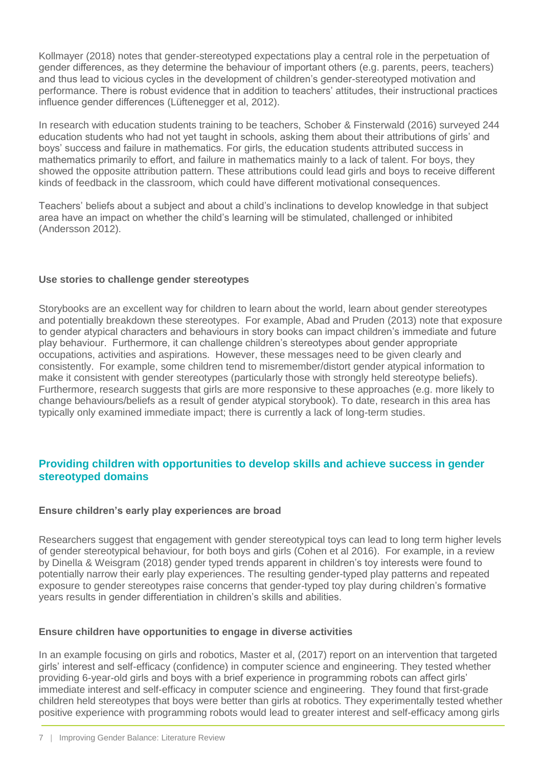Kollmayer (2018) notes that gender-stereotyped expectations play a central role in the perpetuation of gender differences, as they determine the behaviour of important others (e.g. parents, peers, teachers) and thus lead to vicious cycles in the development of children's gender-stereotyped motivation and performance. There is robust evidence that in addition to teachers' attitudes, their instructional practices influence gender differences (Lüftenegger et al, 2012).

In research with education students training to be teachers, Schober & Finsterwald (2016) surveyed 244 education students who had not yet taught in schools, asking them about their attributions of girls' and boys' success and failure in mathematics. For girls, the education students attributed success in mathematics primarily to effort, and failure in mathematics mainly to a lack of talent. For boys, they showed the opposite attribution pattern. These attributions could lead girls and boys to receive different kinds of feedback in the classroom, which could have different motivational consequences.

Teachers' beliefs about a subject and about a child's inclinations to develop knowledge in that subject area have an impact on whether the child's learning will be stimulated, challenged or inhibited (Andersson 2012).

#### Use stories to challenge gender stereotypes

Storybooks are an excellent way for children to learn about the world, learn about gender stereotypes and potentially breakdown these stereotypes. For example, Abad and Pruden (2013) note that exposure to gender atypical characters and behaviours in story books can impact children's immediate and future play behaviour. Furthermore, it can challenge children's stereotypes about gender appropriate occupations, activities and aspirations. However, these messages need to be given clearly and consistently. For example, some children tend to misremember/distort gender atypical information to make it consistent with gender stereotypes (particularly those with strongly held stereotype beliefs). Furthermore, research suggests that girls are more responsive to these approaches (e.g. more likely to change behaviours/beliefs as a result of gender atypical storybook). To date, research in this area has typically only examined immediate impact; there is currently a lack of long-term studies.

### Providing children with opportunities to develop skills and achieve success in gender stereotyped domains

#### Ensure children's early play experiences are broad

Researchers suggest that engagement with gender stereotypical toys can lead to long term higher levels of gender stereotypical behaviour, for both boys and girls (Cohen et al 2016). For example, in a review by Dinella & Weisgram (2018) gender typed trends apparent in children's toy interests were found to potentially narrow their early play experiences. The resulting gender-typed play patterns and repeated exposure to gender stereotypes raise concerns that gender-typed toy play during children's formative years results in gender differentiation in children's skills and abilities.

#### Ensure children have opportunities to engage in diverse activities

In an example focusing on girls and robotics, Master et al, (2017) report on an intervention that targeted girls' interest and self-efficacy (confidence) in computer science and engineering. They tested whether providing 6-year-old girls and boys with a brief experience in programming robots can affect girls' immediate interest and self-efficacy in computer science and engineering. They found that first-grade children held stereotypes that boys were better than girls at robotics. They experimentally tested whether positive experience with programming robots would lead to greater interest and self-efficacy among girls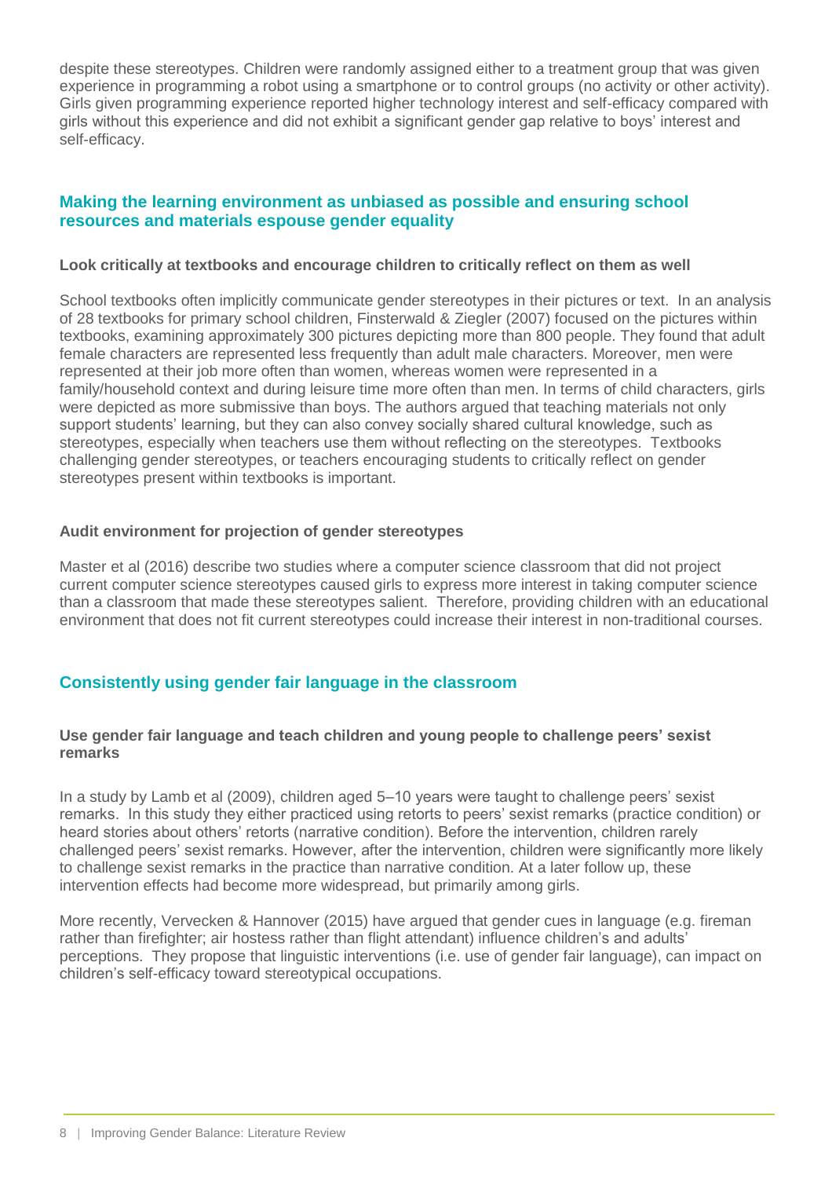despite these stereotypes. Children were randomly assigned either to a treatment group that was given experience in programming a robot using a smartphone or to control groups (no activity or other activity). Girls given programming experience reported higher technology interest and self-efficacy compared with girls without this experience and did not exhibit a significant gender gap relative to boys' interest and self-efficacy.

## Making the learning environment as unbiased as possible and ensuring school resources and materials espouse gender equality

### Look critically at textbooks and encourage children to critically reflect on them as well

School textbooks often implicitly communicate gender stereotypes in their pictures or text. In an analysis of 28 textbooks for primary school children, Finsterwald & Ziegler (2007) focused on the pictures within textbooks, examining approximately 300 pictures depicting more than 800 people. They found that adult female characters are represented less frequently than adult male characters. Moreover, men were represented at their job more often than women, whereas women were represented in a family/household context and during leisure time more often than men. In terms of child characters, girls were depicted as more submissive than boys. The authors argued that teaching materials not only support students' learning, but they can also convey socially shared cultural knowledge, such as stereotypes, especially when teachers use them without reflecting on the stereotypes. Textbooks challenging gender stereotypes, or teachers encouraging students to critically reflect on gender stereotypes present within textbooks is important.

### Audit environment for projection of gender stereotypes

Master et al (2016) describe two studies where a computer science classroom that did not project current computer science stereotypes caused girls to express more interest in taking computer science than a classroom that made these stereotypes salient. Therefore, providing children with an educational environment that does not fit current stereotypes could increase their interest in non-traditional courses.

## Consistently using gender fair language in the classroom

### Use gender fair language and teach children and young people to challenge peers' sexist remarks

In a study by Lamb et al (2009), children aged 5–10 years were taught to challenge peers' sexist remarks. In this study they either practiced using retorts to peers' sexist remarks (practice condition) or heard stories about others' retorts (narrative condition). Before the intervention, children rarely challenged peers' sexist remarks. However, after the intervention, children were significantly more likely to challenge sexist remarks in the practice than narrative condition. At a later follow up, these intervention effects had become more widespread, but primarily among girls.

More recently, Vervecken & Hannover (2015) have argued that gender cues in language (e.g. fireman rather than firefighter; air hostess rather than flight attendant) influence children's and adults' perceptions. They propose that linguistic interventions (i.e. use of gender fair language), can impact on children's self-efficacy toward stereotypical occupations.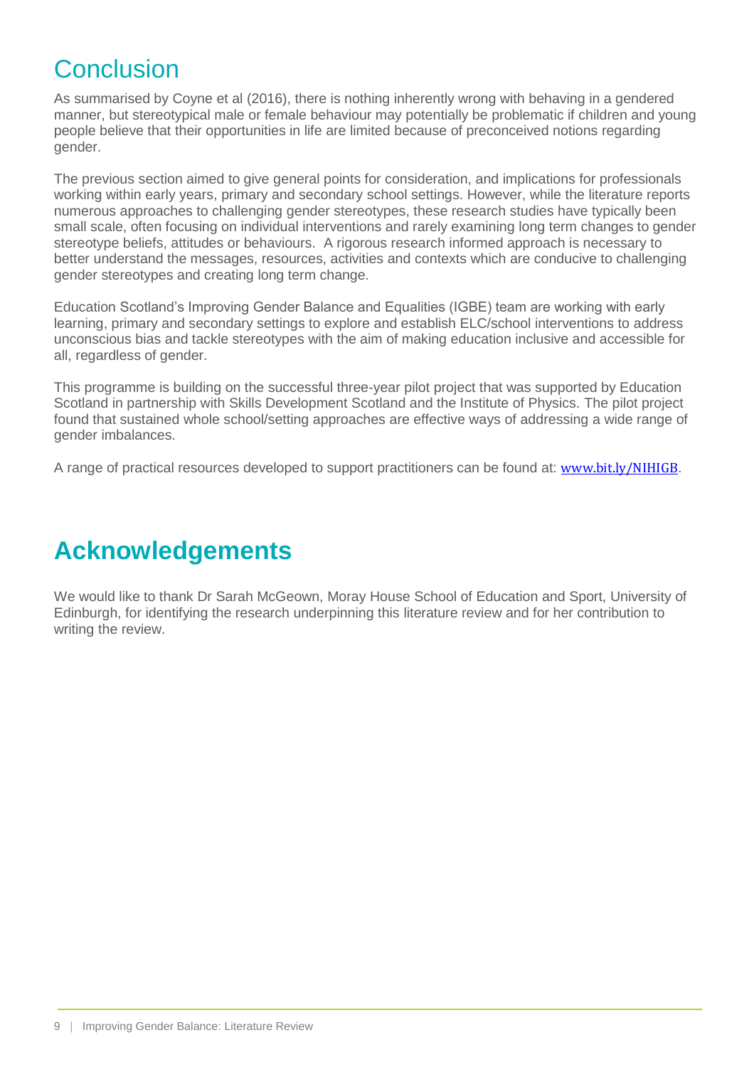# Conclusion

As summarised by Coyne et al (2016), there is nothing inherently wrong with behaving in a gendered manner, but stereotypical male or female behaviour may potentially be problematic if children and young people believe that their opportunities in life are limited because of preconceived notions regarding gender.

The previous section aimed to give general points for consideration, and implications for professionals working within early years, primary and secondary school settings. However, while the literature reports numerous approaches to challenging gender stereotypes, these research studies have typically been small scale, often focusing on individual interventions and rarely examining long term changes to gender stereotype beliefs, attitudes or behaviours. A rigorous research informed approach is necessary to better understand the messages, resources, activities and contexts which are conducive to challenging gender stereotypes and creating long term change.

Education Scotland's Improving Gender Balance and Equalities (IGBE) team are working with early learning, primary and secondary settings to explore and establish ELC/school interventions to address unconscious bias and tackle stereotypes with the aim of making education inclusive and accessible for all, regardless of gender.

This programme is building on the successful three-year pilot project that was supported by Education Scotland in partnership with Skills Development Scotland and the Institute of Physics. The pilot project found that sustained whole school/setting approaches are effective ways of addressing a wide range of gender imbalances.

A range of practical resources developed to support practitioners can be found at: www.bit.ly/NIHIGB.

# Acknowledgements

We would like to thank Dr Sarah McGeown, Moray House School of Education and Sport, University of Edinburgh, for identifying the research underpinning this literature review and for her contribution to writing the review.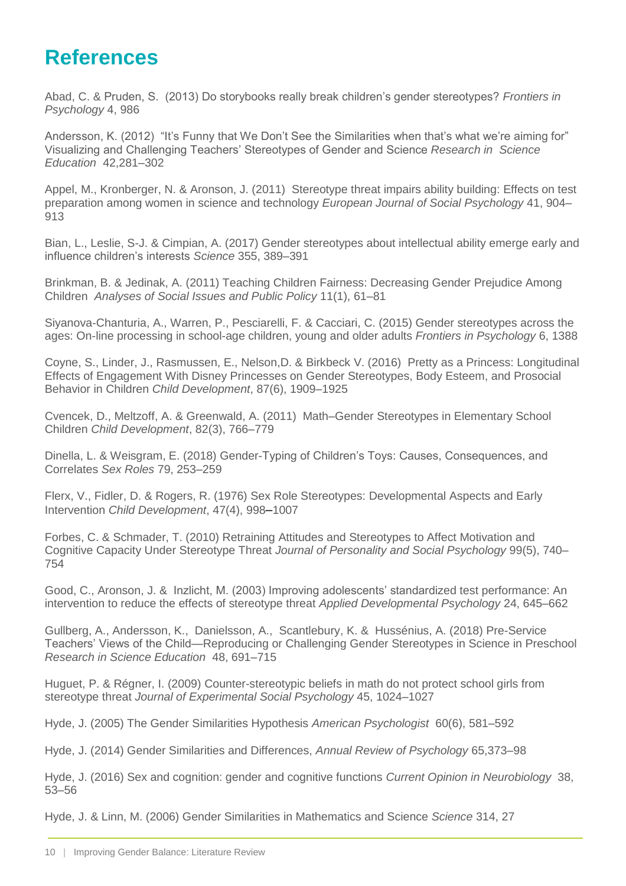# References

Abad, C. & Pruden, S. (2013) Do storybooks really break children's gender stereotypes? *Frontiers in Psychology* 4, 986

Andersson, K. (2012) "It's Funny that We Don't See the Similarities when that's what we're aiming for" Visualizing and Challenging Teachers' Stereotypes of Gender and Science *Research in Science Education* 42,281–302

Appel, M., Kronberger, N. & Aronson, J. (2011) Stereotype threat impairs ability building: Effects on test preparation among women in science and technology *European Journal of Social Psychology* 41, 904–913

Bian, L., Leslie, S-J. & Cimpian, A. (2017) Gender stereotypes about intellectual ability emerge early and influence children's interests *Science* 355, 389–391

Brinkman, B. & Jedinak, A. (2011) Teaching Children Fairness: Decreasing Gender Prejudice Among Children *Analyses of Social Issues and Public Policy* 11(1), 61–81

Siyanova-Chanturia, A., Warren, P., Pesciarelli, F. & Cacciari, C. (2015) Gender stereotypes across the ages: On-line processing in school-age children, young and older adults *Frontiers in Psychology* 6, 1388

Coyne, S., Linder, J., Rasmussen, E., Nelson,D. & Birkbeck V. (2016) Pretty as a Princess: Longitudinal Effects of Engagement With Disney Princesses on Gender Stereotypes, Body Esteem, and Prosocial Behavior in Children *Child Development*, 87(6), 1909–1925

Cvencek, D., Meltzoff, A. & Greenwald, A. (2011) Math–Gender Stereotypes in Elementary School Children *Child Development*, 82(3), 766–779

Dinella, L. & Weisgram, E. (2018) Gender-Typing of Children's Toys: Causes, Consequences, and Correlates *Sex Roles* 79, 253–259

Flerx, V., Fidler, D. & Rogers, R. (1976) Sex Role Stereotypes: Developmental Aspects and Early Intervention *Child Development*, 47(4), 998–1007

Forbes, C. & Schmader, T. (2010) Retraining Attitudes and Stereotypes to Affect Motivation and Cognitive Capacity Under Stereotype Threat *Journal of Personality and Social Psychology* 99(5), 740–754

Good, C., Aronson, J. & Inzlicht, M. (2003) Improving adolescents' standardized test performance: An intervention to reduce the effects of stereotype threat *Applied Developmental Psychology* 24, 645–662

Gullberg, A., Andersson, K., Danielsson, A., Scantlebury, K. & Hussénius, A. (2018) Pre-Service Teachers' Views of the Child—Reproducing or Challenging Gender Stereotypes in Science in Preschool *Research in Science Education* 48, 691–715

Huguet, P. & Régner, I. (2009) Counter-stereotypic beliefs in math do not protect school girls from stereotype threat *Journal of Experimental Social Psychology* 45, 1024–1027

Hyde, J. (2005) The Gender Similarities Hypothesis *American Psychologist* 60(6), 581–592

Hyde, J. (2014) Gender Similarities and Differences, *Annual Review of Psychology* 65,373–98

Hyde, J. (2016) Sex and cognition: gender and cognitive functions *Current Opinion in Neurobiology* 38, 53–56

Hyde, J. & Linn, M. (2006) Gender Similarities in Mathematics and Science *Science* 314, 27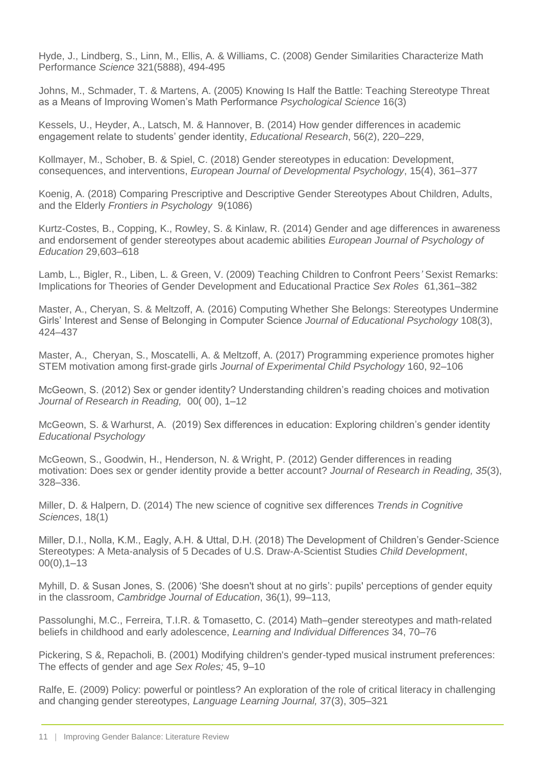Hyde, J., Lindberg, S., Linn, M., Ellis, A. & Williams, C. (2008) Gender Similarities Characterize Math Performance *Science* 321(5888), 494-495

Johns, M., Schmader, T. & Martens, A. (2005) Knowing Is Half the Battle: Teaching Stereotype Threat as a Means of Improving Women's Math Performance *Psychological Science* 16(3)

Kessels, U., Heyder, A., Latsch, M. & Hannover, B. (2014) How gender differences in academic engagement relate to students' gender identity, *Educational Research*, 56(2), 220–229,

Kollmayer, M., Schober, B. & Spiel, C. (2018) Gender stereotypes in education: Development, consequences, and interventions, *European Journal of Developmental Psychology*, 15(4), 361–377

Koenig, A. (2018) Comparing Prescriptive and Descriptive Gender Stereotypes About Children, Adults, and the Elderly *Frontiers in Psychology* 9(1086)

Kurtz-Costes, B., Copping, K., Rowley, S. & Kinlaw, R. (2014) Gender and age differences in awareness and endorsement of gender stereotypes about academic abilities *European Journal of Psychology of Education* 29,603–618

Lamb, L., Bigler, R., Liben, L. & Green, V. (2009) Teaching Children to Confront Peers' Sexist Remarks: Implications for Theories of Gender Development and Educational Practice *Sex Roles* 61,361–382

Master, A., Cheryan, S. & Meltzoff, A. (2016) Computing Whether She Belongs: Stereotypes Undermine Girls' Interest and Sense of Belonging in Computer Science *Journal of Educational Psychology* 108(3), 424–437

Master, A., Cheryan, S., Moscatelli, A. & Meltzoff, A. (2017) Programming experience promotes higher STEM motivation among first-grade girls *Journal of Experimental Child Psychology* 160, 92–106

McGeown, S. (2012) Sex or gender identity? Understanding children's reading choices and motivation *Journal of Research in Reading,* 00( 00), 1–12

McGeown, S. & Warhurst, A. (2019) Sex differences in education: Exploring children's gender identity *Educational Psychology*

McGeown, S., Goodwin, H., Henderson, N. & Wright, P. (2012) Gender differences in reading motivation: Does sex or gender identity provide a better account? *Journal of Research in Reading, 35*(3), 328–336.

Miller, D. & Halpern, D. (2014) The new science of cognitive sex differences *Trends in Cognitive Sciences*, 18(1)

Miller, D.I., Nolla, K.M., Eagly, A.H. & Uttal, D.H. (2018) The Development of Children's Gender-Science Stereotypes: A Meta-analysis of 5 Decades of U.S. Draw-A-Scientist Studies *Child Development*, 00(0),1–13

Myhill, D. & Susan Jones, S. (2006) 'She doesn't shout at no girls': pupils' perceptions of gender equity in the classroom, *Cambridge Journal of Education*, 36(1), 99–113,

Passolunghi, M.C., Ferreira, T.I.R. & Tomasetto, C. (2014) Math–gender stereotypes and math-related beliefs in childhood and early adolescence, *Learning and Individual Differences* 34, 70–76

Pickering, S &, Repacholi, B. (2001) Modifying children's gender-typed musical instrument preferences: The effects of gender and age *Sex Roles;* 45, 9–10

Ralfe, E. (2009) Policy: powerful or pointless? An exploration of the role of critical literacy in challenging and changing gender stereotypes, *Language Learning Journal,* 37(3), 305–321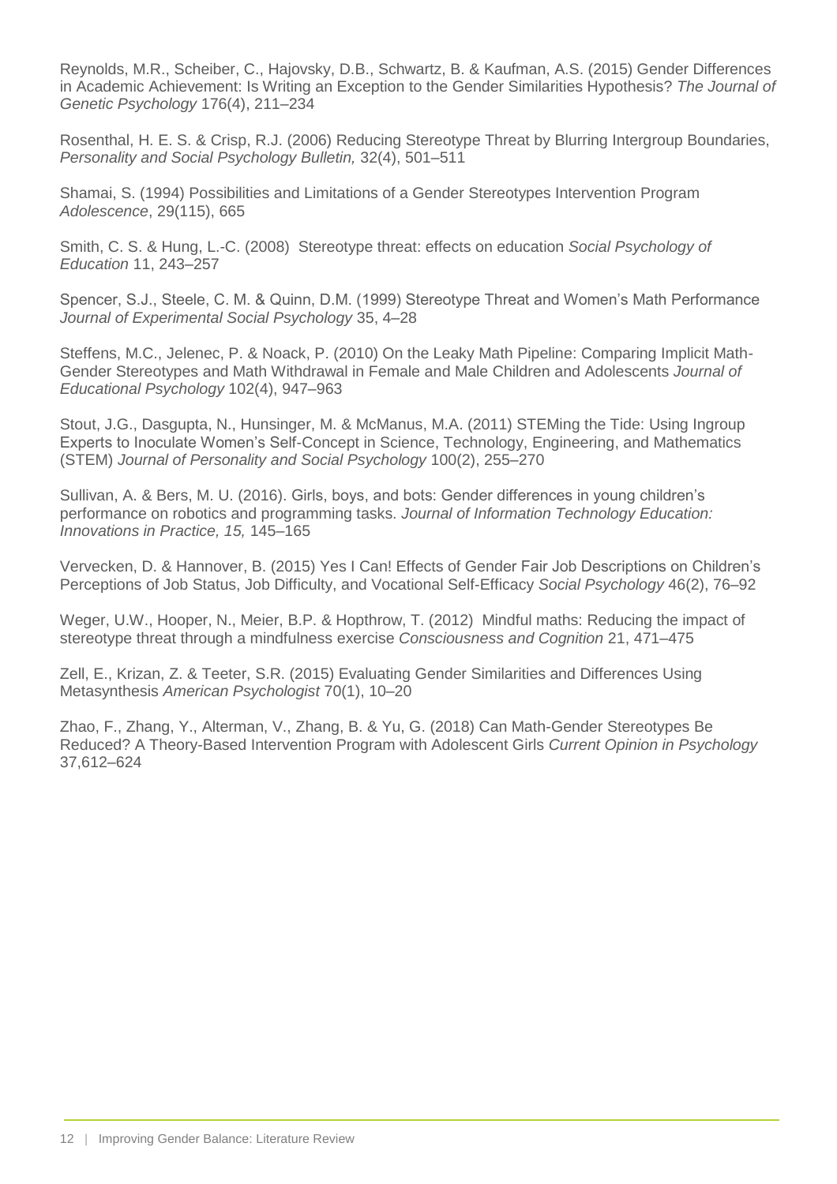Reynolds, M.R., Scheiber, C., Hajovsky, D.B., Schwartz, B. & Kaufman, A.S. (2015) Gender Differences in Academic Achievement: Is Writing an Exception to the Gender Similarities Hypothesis? *The Journal of Genetic Psychology* 176(4), 211–234

Rosenthal, H. E. S. & Crisp, R.J. (2006) Reducing Stereotype Threat by Blurring Intergroup Boundaries, *Personality and Social Psychology Bulletin,* 32(4), 501–511

Shamai, S. (1994) Possibilities and Limitations of a Gender Stereotypes Intervention Program *Adolescence*, 29(115), 665

Smith, C. S. & Hung, L.-C. (2008) Stereotype threat: effects on education *Social Psychology of Education* 11, 243–257

Spencer, S.J., Steele, C. M. & Quinn, D.M. (1999) Stereotype Threat and Women's Math Performance *Journal of Experimental Social Psychology* 35, 4–28

Steffens, M.C., Jelenec, P. & Noack, P. (2010) On the Leaky Math Pipeline: Comparing Implicit Math-Gender Stereotypes and Math Withdrawal in Female and Male Children and Adolescents *Journal of Educational Psychology* 102(4), 947–963

Stout, J.G., Dasgupta, N., Hunsinger, M. & McManus, M.A. (2011) STEMing the Tide: Using Ingroup Experts to Inoculate Women's Self-Concept in Science, Technology, Engineering, and Mathematics (STEM) *Journal of Personality and Social Psychology* 100(2), 255–270

Sullivan, A. & Bers, M. U. (2016). Girls, boys, and bots: Gender differences in young children's performance on robotics and programming tasks. *Journal of Information Technology Education: Innovations in Practice, 15,* 145–165

Vervecken, D. & Hannover, B. (2015) Yes I Can! Effects of Gender Fair Job Descriptions on Children's Perceptions of Job Status, Job Difficulty, and Vocational Self-Efficacy *Social Psychology* 46(2), 76–92

Weger, U.W., Hooper, N., Meier, B.P. & Hopthrow, T. (2012) Mindful maths: Reducing the impact of stereotype threat through a mindfulness exercise *Consciousness and Cognition* 21, 471–475

Zell, E., Krizan, Z. & Teeter, S.R. (2015) Evaluating Gender Similarities and Differences Using Metasynthesis *American Psychologist* 70(1), 10–20

Zhao, F., Zhang, Y., Alterman, V., Zhang, B. & Yu, G. (2018) Can Math-Gender Stereotypes Be Reduced? A Theory-Based Intervention Program with Adolescent Girls *Current Opinion in Psychology* 37,612–624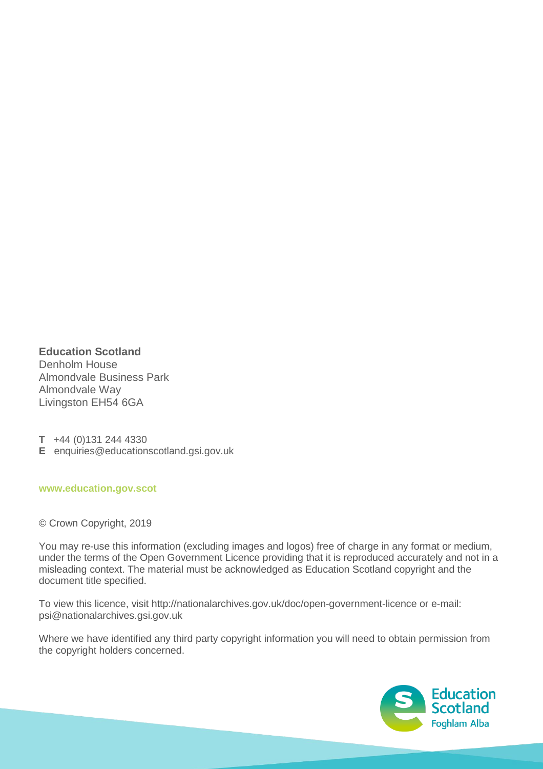**Education Scotland**
Denholm House
Almondvale Business Park
Almondvale Way
Livingston EH54 6GA

**T** +44 (0)131 244 4330
**E** enquiries@educationscotland.gsi.gov.uk

**www.education.gov.scot**

© Crown Copyright, 2019

You may re-use this information (excluding images and logos) free of charge in any format or medium, under the terms of the Open Government Licence providing that it is reproduced accurately and not in a misleading context. The material must be acknowledged as Education Scotland copyright and the document title specified.

To view this licence, visit http://nationalarchives.gov.uk/doc/open-government-licence or e-mail: psi@nationalarchives.gsi.gov.uk

Where we have identified any third party copyright information you will need to obtain permission from the copyright holders concerned.

Education Scotland
Foghlam Alba